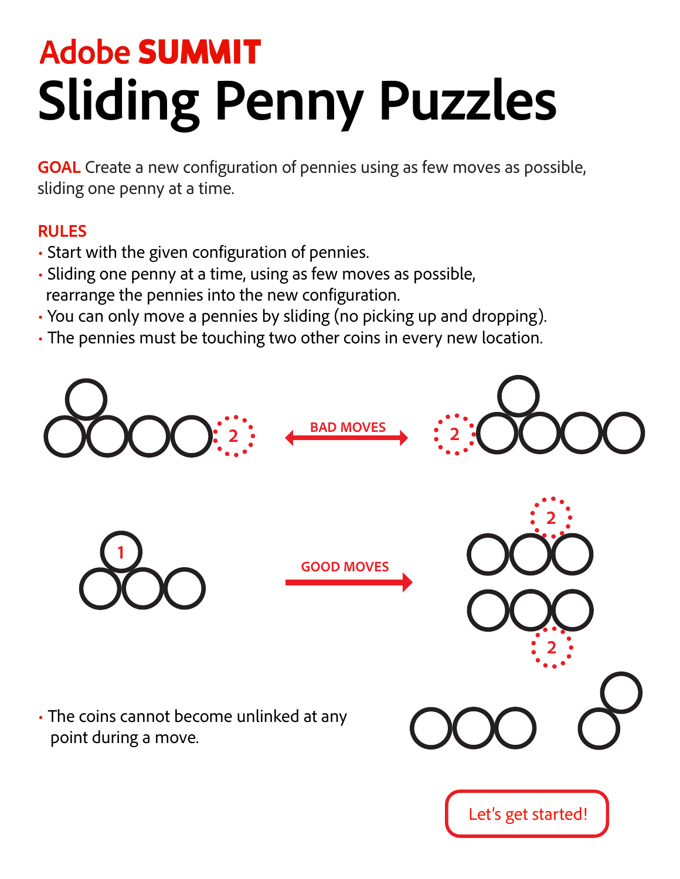Adobe **SUMMIT**

# Sliding Penny Puzzles

**GOAL** Create a new configuration of pennies using as few moves as possible, sliding one penny at a time.

**RULES**

- Start with the given configuration of pennies.
- Sliding one penny at a time, using as few moves as possible, rearrange the pennies into the new configuration.
- You can only move a pennies by sliding (no picking up and dropping).
- The pennies must be touching two other coins in every new location.

BAD MOVES

GOOD MOVES

- The coins cannot become unlinked at any point during a move.

Let's get started!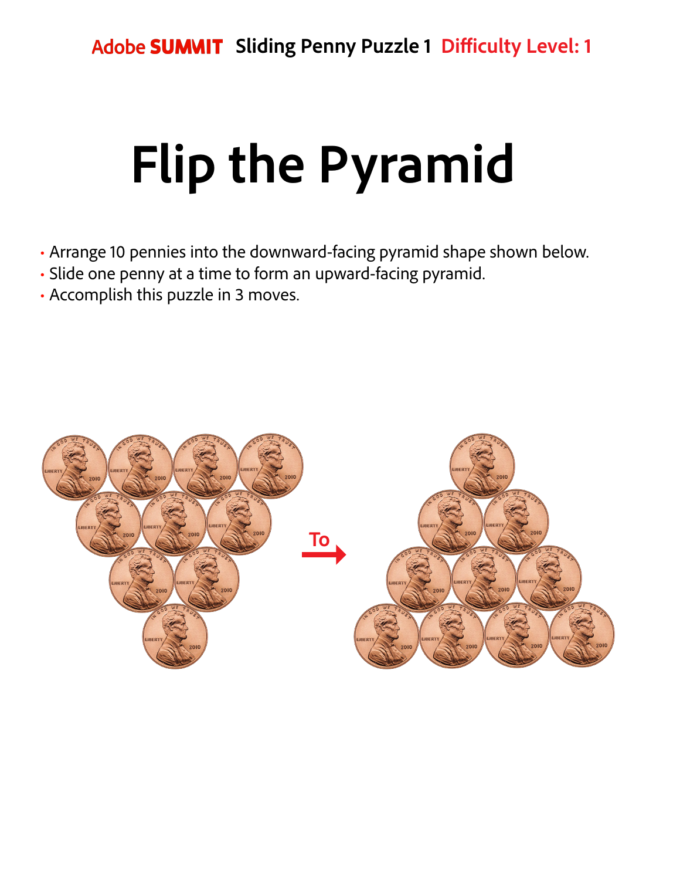Adobe SUMMIT Sliding Penny Puzzle 1 Difficulty Level: 1

# Flip the Pyramid

- Arrange 10 pennies into the downward-facing pyramid shape shown below.
- Slide one penny at a time to form an upward-facing pyramid.
- Accomplish this puzzle in 3 moves.

To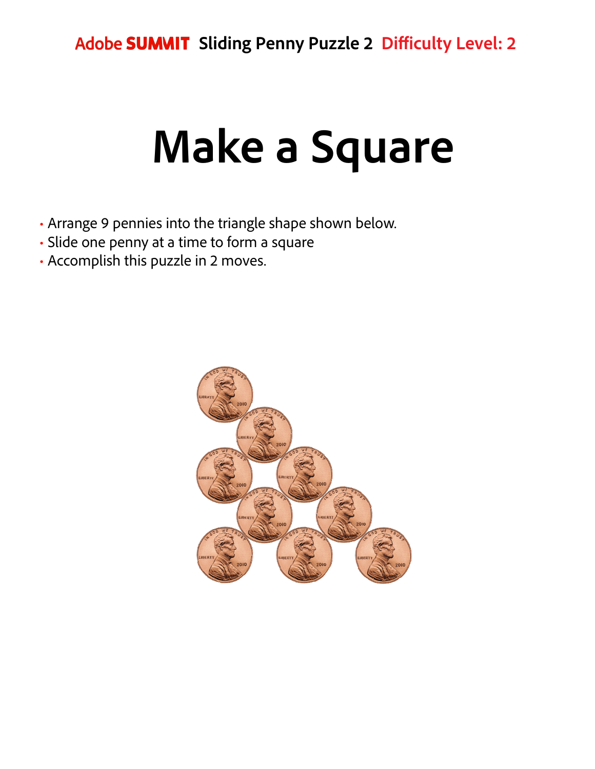Adobe **SUMMIT** **Sliding Penny Puzzle 2** Difficulty Level: 2

# Make a Square

- Arrange 9 pennies into the triangle shape shown below.
- Slide one penny at a time to form a square
- Accomplish this puzzle in 2 moves.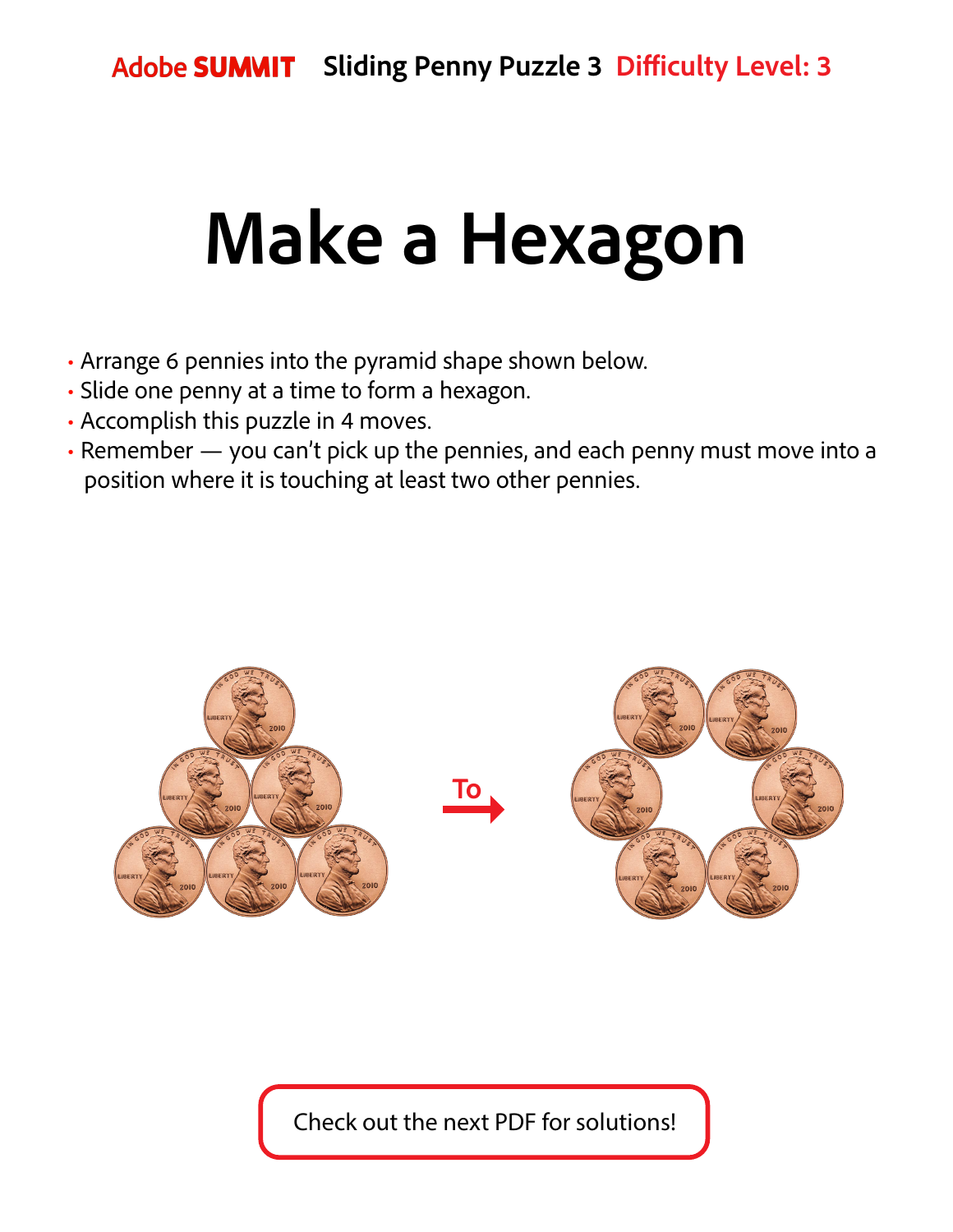Adobe SUMMIT Sliding Penny Puzzle 3 Difficulty Level: 3

# Make a Hexagon

- Arrange 6 pennies into the pyramid shape shown below.
- Slide one penny at a time to form a hexagon.
- Accomplish this puzzle in 4 moves.
- Remember — you can't pick up the pennies, and each penny must move into a position where it is touching at least two other pennies.

To

Check out the next PDF for solutions!